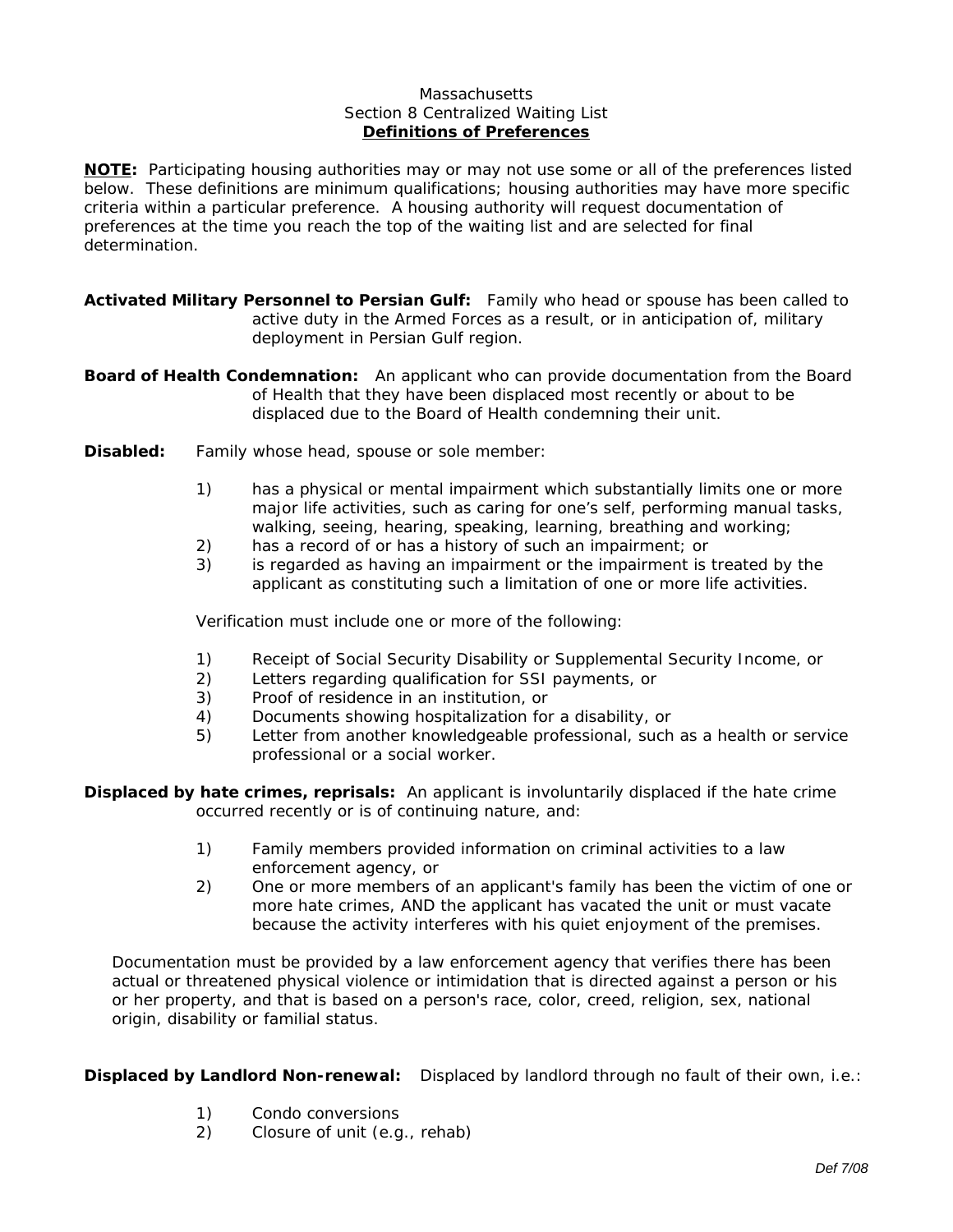Massachusetts
Section 8 Centralized Waiting List
**Definitions of Preferences**

**NOTE:** Participating housing authorities may or may not use some or all of the preferences listed below. These definitions are minimum qualifications; housing authorities may have more specific criteria within a particular preference. A housing authority will request documentation of preferences at the time you reach the top of the waiting list and are selected for final determination.

**Activated Military Personnel to Persian Gulf:** Family who head or spouse has been called to active duty in the Armed Forces as a result, or in anticipation of, military deployment in Persian Gulf region.

**Board of Health Condemnation:** An applicant who can provide documentation from the Board of Health that they have been displaced most recently or about to be displaced due to the Board of Health condemning their unit.

**Disabled:** Family whose head, spouse or sole member:

1) has a physical or mental impairment which substantially limits one or more major life activities, such as caring for one's self, performing manual tasks, walking, seeing, hearing, speaking, learning, breathing and working;
2) has a record of or has a history of such an impairment; or
3) is regarded as having an impairment or the impairment is treated by the applicant as constituting such a limitation of one or more life activities.

Verification must include one or more of the following:

1) Receipt of Social Security Disability or Supplemental Security Income, or
2) Letters regarding qualification for SSI payments, or
3) Proof of residence in an institution, or
4) Documents showing hospitalization for a disability, or
5) Letter from another knowledgeable professional, such as a health or service professional or a social worker.

**Displaced by hate crimes, reprisals:** An applicant is involuntarily displaced if the hate crime occurred recently or is of continuing nature, and:

1) Family members provided information on criminal activities to a law enforcement agency, or
2) One or more members of an applicant's family has been the victim of one or more hate crimes, AND the applicant has vacated the unit or must vacate because the activity interferes with his quiet enjoyment of the premises.

Documentation must be provided by a law enforcement agency that verifies there has been actual or threatened physical violence or intimidation that is directed against a person or his or her property, and that is based on a person's race, color, creed, religion, sex, national origin, disability or familial status.

**Displaced by Landlord Non-renewal:** Displaced by landlord through no fault of their own, i.e.:

1) Condo conversions
2) Closure of unit (e.g., rehab)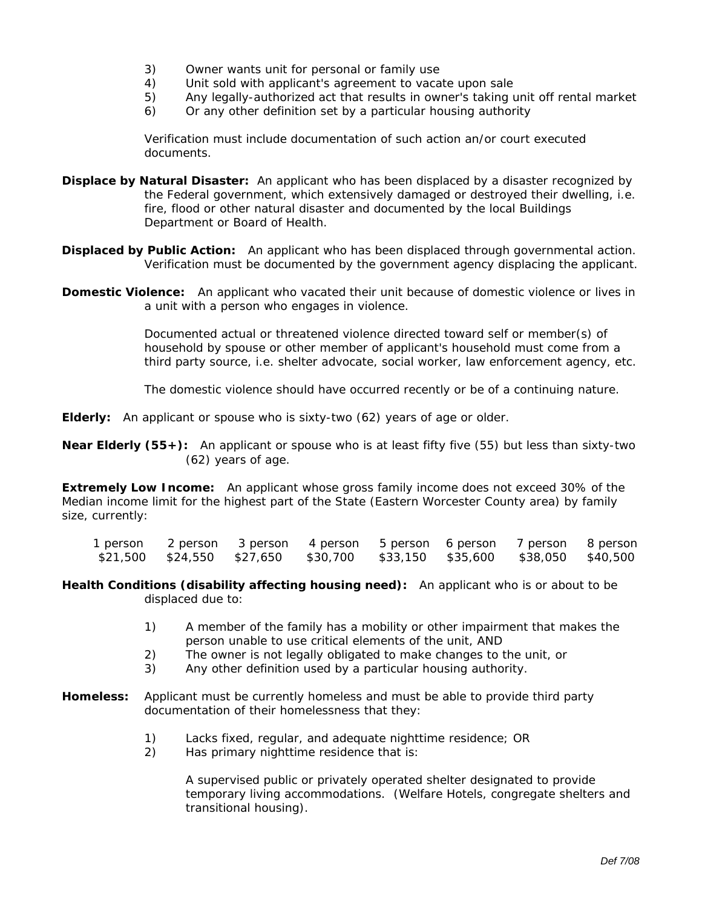3) Owner wants unit for personal or family use
4) Unit sold with applicant's agreement to vacate upon sale
5) Any legally-authorized act that results in owner's taking unit off rental market
6) Or any other definition set by a particular housing authority

Verification must include documentation of such action an/or court executed documents.

**Displace by Natural Disaster:** An applicant who has been displaced by a disaster recognized by the Federal government, which extensively damaged or destroyed their dwelling, i.e. fire, flood or other natural disaster and documented by the local Buildings Department or Board of Health.

**Displaced by Public Action:** An applicant who has been displaced through governmental action. Verification must be documented by the government agency displacing the applicant.

**Domestic Violence:** An applicant who vacated their unit because of domestic violence or lives in a unit with a person who engages in violence.

Documented actual or threatened violence directed toward self or member(s) of household by spouse or other member of applicant's household must come from a third party source, i.e. shelter advocate, social worker, law enforcement agency, etc.

The domestic violence should have occurred recently or be of a continuing nature.

**Elderly:** An applicant or spouse who is sixty-two (62) years of age or older.

**Near Elderly (55+):** An applicant or spouse who is at least fifty five (55) but less than sixty-two (62) years of age.

**Extremely Low Income:** An applicant whose gross family income does not exceed 30% of the Median income limit for the highest part of the State (Eastern Worcester County area) by family size, currently:

| 1 person | 2 person | 3 person | 4 person | 5 person | 6 person | 7 person | 8 person |
|---|---|---|---|---|---|---|---|
| $21,500 | $24,550 | $27,650 | $30,700 | $33,150 | $35,600 | $38,050 | $40,500 |

**Health Conditions (disability affecting housing need):** An applicant who is or about to be displaced due to:

1) A member of the family has a mobility or other impairment that makes the person unable to use critical elements of the unit, AND
2) The owner is not legally obligated to make changes to the unit, or
3) Any other definition used by a particular housing authority.

**Homeless:** Applicant must be currently homeless and must be able to provide third party documentation of their homelessness that they:

1) Lacks fixed, regular, and adequate nighttime residence; OR
2) Has primary nighttime residence that is:

   A supervised public or privately operated shelter designated to provide temporary living accommodations. (Welfare Hotels, congregate shelters and transitional housing).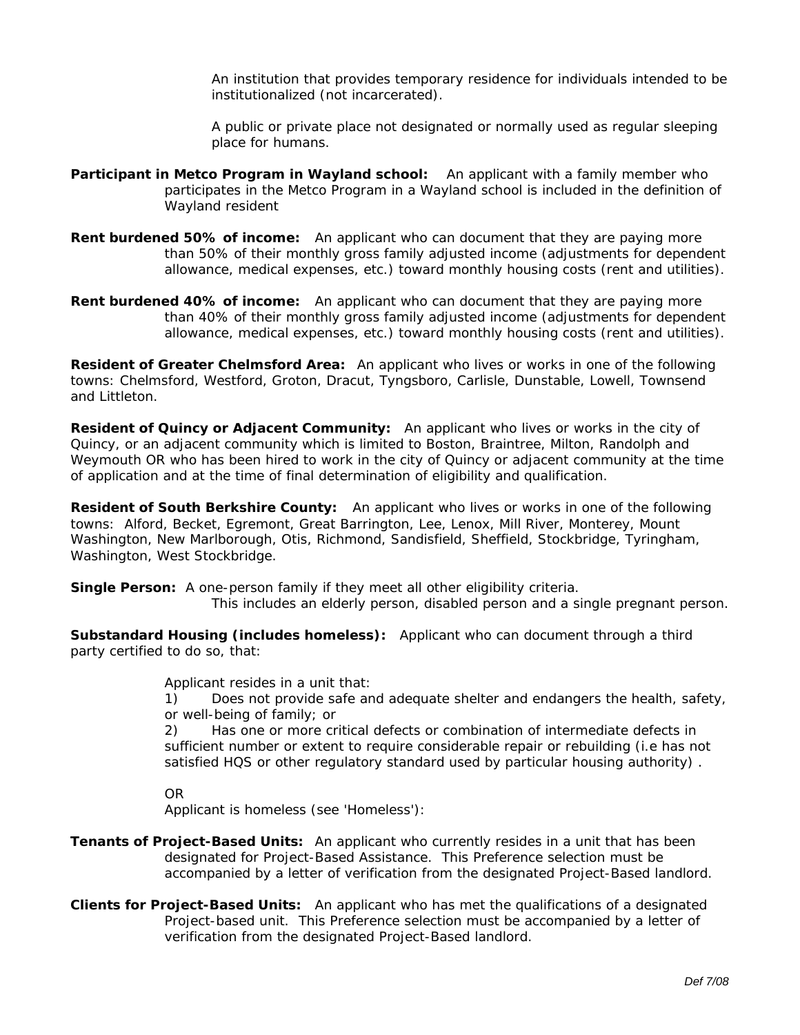An institution that provides temporary residence for individuals intended to be institutionalized (not incarcerated).

A public or private place not designated or normally used as regular sleeping place for humans.

**Participant in Metco Program in Wayland school:** An applicant with a family member who participates in the Metco Program in a Wayland school is included in the definition of Wayland resident

**Rent burdened 50% of income:** An applicant who can document that they are paying more than 50% of their monthly gross family adjusted income (adjustments for dependent allowance, medical expenses, etc.) toward monthly housing costs (rent and utilities).

**Rent burdened 40% of income:** An applicant who can document that they are paying more than 40% of their monthly gross family adjusted income (adjustments for dependent allowance, medical expenses, etc.) toward monthly housing costs (rent and utilities).

**Resident of Greater Chelmsford Area:** An applicant who lives or works in one of the following towns: Chelmsford, Westford, Groton, Dracut, Tyngsboro, Carlisle, Dunstable, Lowell, Townsend and Littleton.

**Resident of Quincy or Adjacent Community:** An applicant who lives or works in the city of Quincy, or an adjacent community which is limited to Boston, Braintree, Milton, Randolph and Weymouth OR who has been hired to work in the city of Quincy or adjacent community at the time of application and at the time of final determination of eligibility and qualification.

**Resident of South Berkshire County:** An applicant who lives or works in one of the following towns: Alford, Becket, Egremont, Great Barrington, Lee, Lenox, Mill River, Monterey, Mount Washington, New Marlborough, Otis, Richmond, Sandisfield, Sheffield, Stockbridge, Tyringham, Washington, West Stockbridge.

**Single Person:** A one-person family if they meet all other eligibility criteria.
This includes an elderly person, disabled person and a single pregnant person.

**Substandard Housing (includes homeless):** Applicant who can document through a third party certified to do so, that:

Applicant resides in a unit that:

1) Does not provide safe and adequate shelter and endangers the health, safety, or well-being of family; or
2) Has one or more critical defects or combination of intermediate defects in sufficient number or extent to require considerable repair or rebuilding (i.e has not satisfied HQS or other regulatory standard used by particular housing authority) .

OR

Applicant is homeless (see 'Homeless'):

**Tenants of Project-Based Units:** An applicant who currently resides in a unit that has been designated for Project-Based Assistance. This Preference selection must be accompanied by a letter of verification from the designated Project-Based landlord.

**Clients for Project-Based Units:** An applicant who has met the qualifications of a designated Project-based unit. This Preference selection must be accompanied by a letter of verification from the designated Project-Based landlord.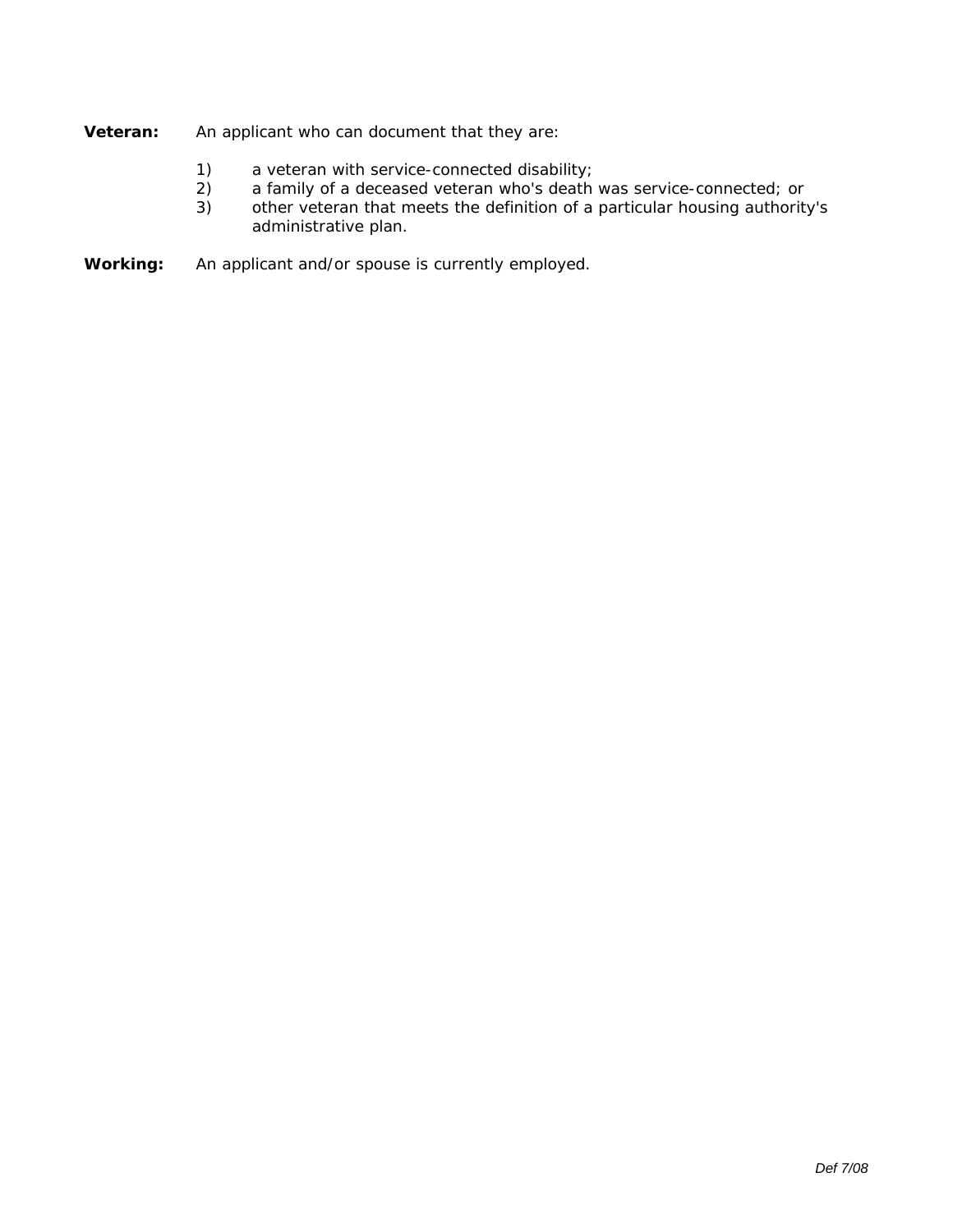**Veteran:** An applicant who can document that they are:

1) a veteran with service-connected disability;
2) a family of a deceased veteran who's death was service-connected; or
3) other veteran that meets the definition of a particular housing authority's administrative plan.

**Working:** An applicant and/or spouse is currently employed.